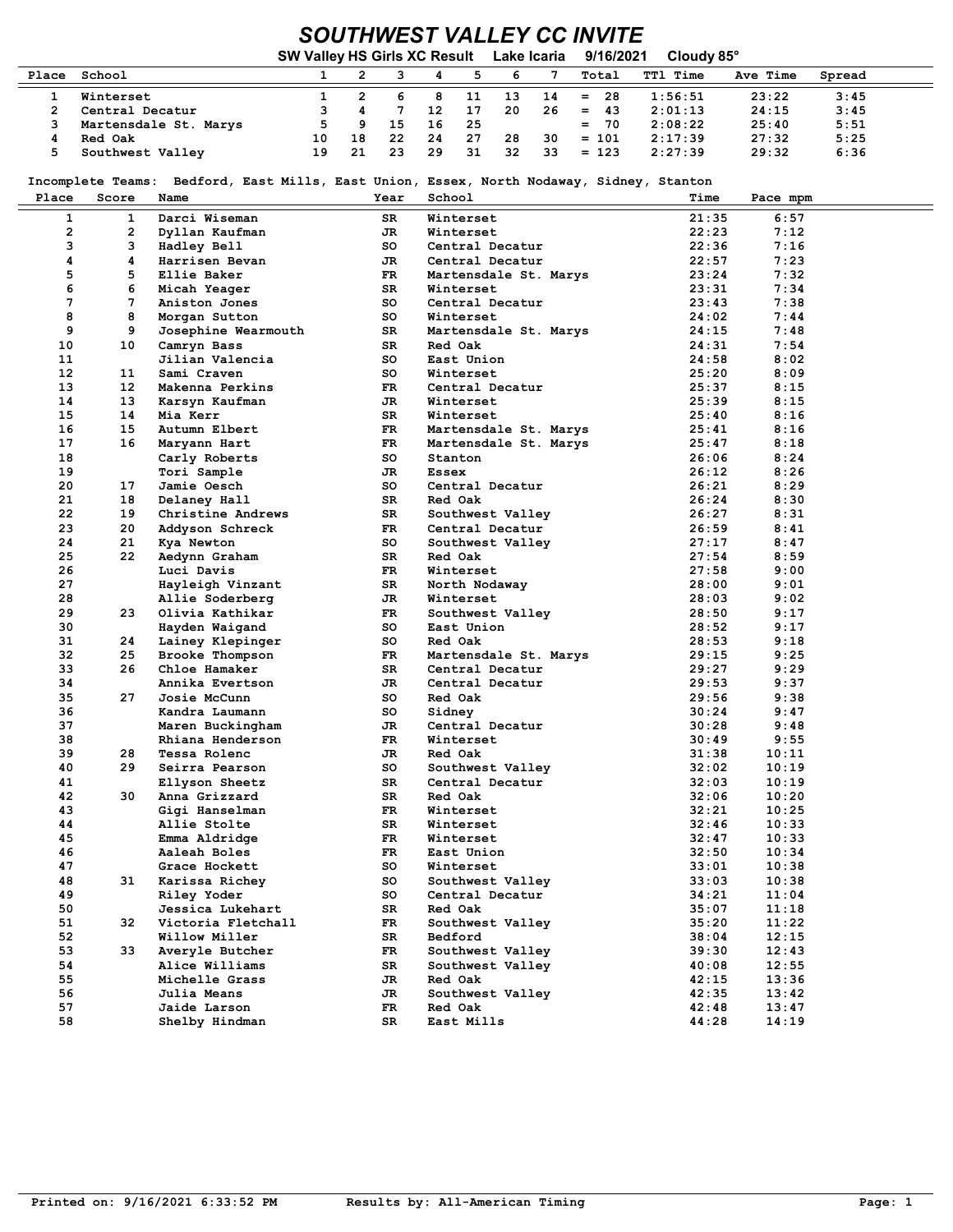# SOUTHWEST VALLEY CC INVITE

**SW Valley HS Girls XC Result    Lake Icaria    9/16/2021    Cloudy 85°**

| Place | School | 1 | 2 | 3 | 4 | 5 | 6 | 7 | Total | TTl Time | Ave Time | Spread |
|---|---|---|---|---|---|---|---|---|---|---|---|---|
| 1 | Winterset | 1 | 2 | 6 | 8 | 11 | 13 | 14 | = 28 | 1:56:51 | 23:22 | 3:45 |
| 2 | Central Decatur | 3 | 4 | 7 | 12 | 17 | 20 | 26 | = 43 | 2:01:13 | 24:15 | 3:45 |
| 3 | Martensdale St. Marys | 5 | 9 | 15 | 16 | 25 | | | = 70 | 2:08:22 | 25:40 | 5:51 |
| 4 | Red Oak | 10 | 18 | 22 | 24 | 27 | 28 | 30 | = 101 | 2:17:39 | 27:32 | 5:25 |
| 5 | Southwest Valley | 19 | 21 | 23 | 29 | 31 | 32 | 33 | = 123 | 2:27:39 | 29:32 | 6:36 |

Incomplete Teams: Bedford, East Mills, East Union, Essex, North Nodaway, Sidney, Stanton

| Place | Score | Name | Year | School | Time | Pace mpm |
|---|---|---|---|---|---|---|
| 1 | 1 | Darci Wiseman | SR | Winterset | 21:35 | 6:57 |
| 2 | 2 | Dyllan Kaufman | JR | Winterset | 22:23 | 7:12 |
| 3 | 3 | Hadley Bell | SO | Central Decatur | 22:36 | 7:16 |
| 4 | 4 | Harrisen Bevan | JR | Central Decatur | 22:57 | 7:23 |
| 5 | 5 | Ellie Baker | FR | Martensdale St. Marys | 23:24 | 7:32 |
| 6 | 6 | Micah Yeager | SR | Winterset | 23:31 | 7:34 |
| 7 | 7 | Aniston Jones | SO | Central Decatur | 23:43 | 7:38 |
| 8 | 8 | Morgan Sutton | SO | Winterset | 24:02 | 7:44 |
| 9 | 9 | Josephine Wearmouth | SR | Martensdale St. Marys | 24:15 | 7:48 |
| 10 | 10 | Camryn Bass | SR | Red Oak | 24:31 | 7:54 |
| 11 | | Jilian Valencia | SO | East Union | 24:58 | 8:02 |
| 12 | 11 | Sami Craven | SO | Winterset | 25:20 | 8:09 |
| 13 | 12 | Makenna Perkins | FR | Central Decatur | 25:37 | 8:15 |
| 14 | 13 | Karsyn Kaufman | JR | Winterset | 25:39 | 8:15 |
| 15 | 14 | Mia Kerr | SR | Winterset | 25:40 | 8:16 |
| 16 | 15 | Autumn Elbert | FR | Martensdale St. Marys | 25:41 | 8:16 |
| 17 | 16 | Maryann Hart | FR | Martensdale St. Marys | 25:47 | 8:18 |
| 18 | | Carly Roberts | SO | Stanton | 26:06 | 8:24 |
| 19 | | Tori Sample | JR | Essex | 26:12 | 8:26 |
| 20 | 17 | Jamie Oesch | SO | Central Decatur | 26:21 | 8:29 |
| 21 | 18 | Delaney Hall | SR | Red Oak | 26:24 | 8:30 |
| 22 | 19 | Christine Andrews | SR | Southwest Valley | 26:27 | 8:31 |
| 23 | 20 | Addyson Schreck | FR | Central Decatur | 26:59 | 8:41 |
| 24 | 21 | Kya Newton | SO | Southwest Valley | 27:17 | 8:47 |
| 25 | 22 | Aedynn Graham | SR | Red Oak | 27:54 | 8:59 |
| 26 | | Luci Davis | FR | Winterset | 27:58 | 9:00 |
| 27 | | Hayleigh Vinzant | SR | North Nodaway | 28:00 | 9:01 |
| 28 | | Allie Soderberg | JR | Winterset | 28:03 | 9:02 |
| 29 | 23 | Olivia Kathikar | FR | Southwest Valley | 28:50 | 9:17 |
| 30 | | Hayden Waigand | SO | East Union | 28:52 | 9:17 |
| 31 | 24 | Lainey Klepinger | SO | Red Oak | 28:53 | 9:18 |
| 32 | 25 | Brooke Thompson | FR | Martensdale St. Marys | 29:15 | 9:25 |
| 33 | 26 | Chloe Hamaker | SR | Central Decatur | 29:27 | 9:29 |
| 34 | | Annika Evertson | JR | Central Decatur | 29:53 | 9:37 |
| 35 | 27 | Josie McCunn | SO | Red Oak | 29:56 | 9:38 |
| 36 | | Kandra Laumann | SO | Sidney | 30:24 | 9:47 |
| 37 | | Maren Buckingham | JR | Central Decatur | 30:28 | 9:48 |
| 38 | | Rhiana Henderson | FR | Winterset | 30:49 | 9:55 |
| 39 | 28 | Tessa Rolenc | JR | Red Oak | 31:38 | 10:11 |
| 40 | 29 | Seirra Pearson | SO | Southwest Valley | 32:02 | 10:19 |
| 41 | | Ellyson Sheetz | SR | Central Decatur | 32:03 | 10:19 |
| 42 | 30 | Anna Grizzard | SR | Red Oak | 32:06 | 10:20 |
| 43 | | Gigi Hanselman | FR | Winterset | 32:21 | 10:25 |
| 44 | | Allie Stolte | SR | Winterset | 32:46 | 10:33 |
| 45 | | Emma Aldridge | FR | Winterset | 32:47 | 10:33 |
| 46 | | Aaleah Boles | FR | East Union | 32:50 | 10:34 |
| 47 | | Grace Hockett | SO | Winterset | 33:01 | 10:38 |
| 48 | 31 | Karissa Richey | SO | Southwest Valley | 33:03 | 10:38 |
| 49 | | Riley Yoder | SO | Central Decatur | 34:21 | 11:04 |
| 50 | | Jessica Lukehart | SR | Red Oak | 35:07 | 11:18 |
| 51 | 32 | Victoria Fletchall | FR | Southwest Valley | 35:20 | 11:22 |
| 52 | | Willow Miller | SR | Bedford | 38:04 | 12:15 |
| 53 | 33 | Averyle Butcher | FR | Southwest Valley | 39:30 | 12:43 |
| 54 | | Alice Williams | SR | Southwest Valley | 40:08 | 12:55 |
| 55 | | Michelle Grass | JR | Red Oak | 42:15 | 13:36 |
| 56 | | Julia Means | JR | Southwest Valley | 42:35 | 13:42 |
| 57 | | Jaide Larson | FR | Red Oak | 42:48 | 13:47 |
| 58 | | Shelby Hindman | SR | East Mills | 44:28 | 14:19 |

Printed on: 9/16/2021 6:33:52 PM    Results by: All-American Timing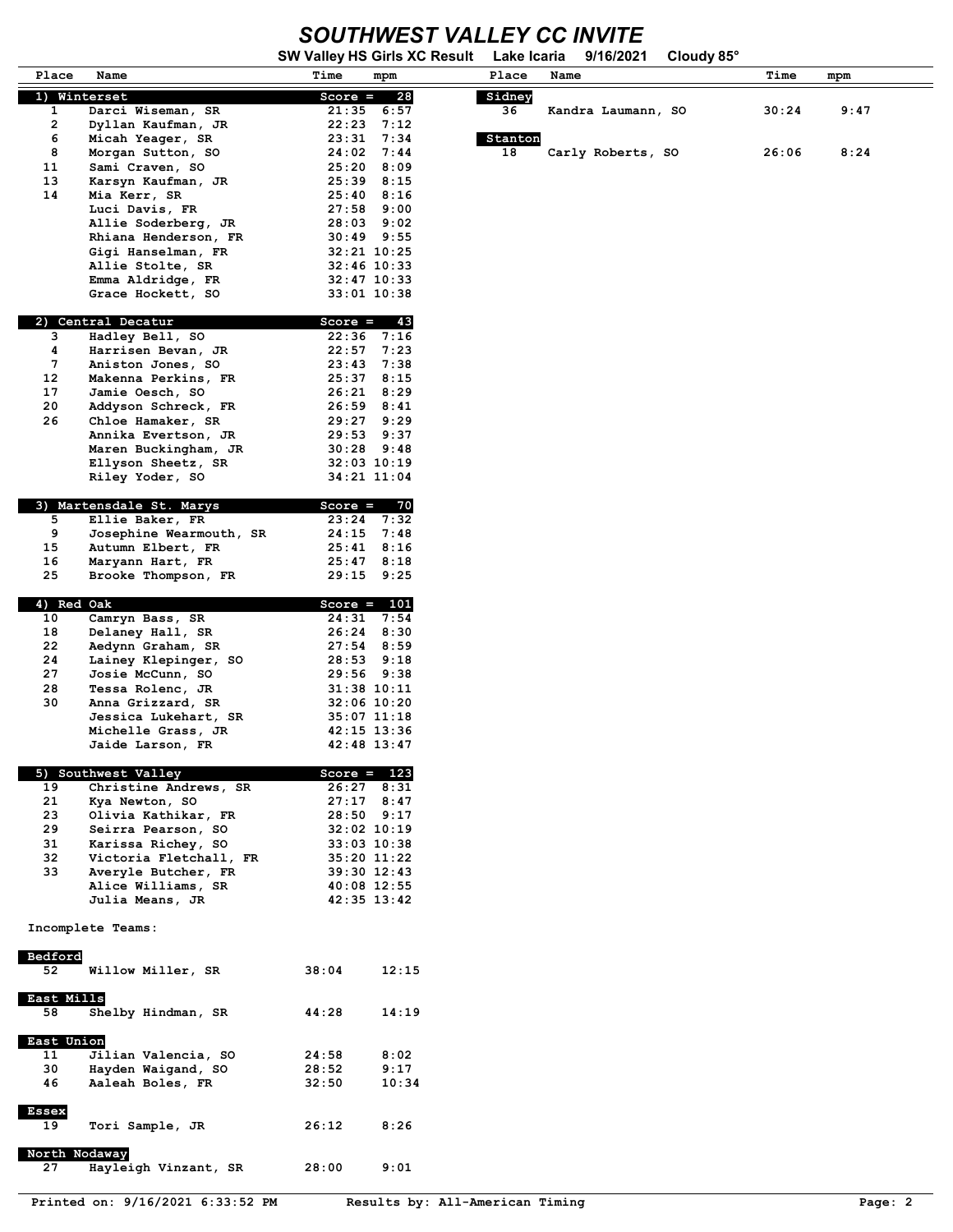# SOUTHWEST VALLEY CC INVITE

**SW Valley HS Girls XC Result   Lake Icaria   9/16/2021   Cloudy 85°**

| Place | Name | Time | mpm |
|---|---|---|---|
| **1) Winterset** | | **Score = 28** | |
| 1 | Darci Wiseman, SR | 21:35 | 6:57 |
| 2 | Dyllan Kaufman, JR | 22:23 | 7:12 |
| 6 | Micah Yeager, SR | 23:31 | 7:34 |
| 8 | Morgan Sutton, SO | 24:02 | 7:44 |
| 11 | Sami Craven, SO | 25:20 | 8:09 |
| 13 | Karsyn Kaufman, JR | 25:39 | 8:15 |
| 14 | Mia Kerr, SR | 25:40 | 8:16 |
| | Luci Davis, FR | 27:58 | 9:00 |
| | Allie Soderberg, JR | 28:03 | 9:02 |
| | Rhiana Henderson, FR | 30:49 | 9:55 |
| | Gigi Hanselman, FR | 32:21 | 10:25 |
| | Allie Stolte, SR | 32:46 | 10:33 |
| | Emma Aldridge, FR | 32:47 | 10:33 |
| | Grace Hockett, SO | 33:01 | 10:38 |
| **2) Central Decatur** | | **Score = 43** | |
| 3 | Hadley Bell, SO | 22:36 | 7:16 |
| 4 | Harrisen Bevan, JR | 22:57 | 7:23 |
| 7 | Aniston Jones, SO | 23:43 | 7:38 |
| 12 | Makenna Perkins, FR | 25:37 | 8:15 |
| 17 | Jamie Oesch, SO | 26:21 | 8:29 |
| 20 | Addyson Schreck, FR | 26:59 | 8:41 |
| 26 | Chloe Hamaker, SR | 29:27 | 9:29 |
| | Annika Evertson, JR | 29:53 | 9:37 |
| | Maren Buckingham, JR | 30:28 | 9:48 |
| | Ellyson Sheetz, SR | 32:03 | 10:19 |
| | Riley Yoder, SO | 34:21 | 11:04 |
| **3) Martensdale St. Marys** | | **Score = 70** | |
| 5 | Ellie Baker, FR | 23:24 | 7:32 |
| 9 | Josephine Wearmouth, SR | 24:15 | 7:48 |
| 15 | Autumn Elbert, FR | 25:41 | 8:16 |
| 16 | Maryann Hart, FR | 25:47 | 8:18 |
| 25 | Brooke Thompson, FR | 29:15 | 9:25 |
| **4) Red Oak** | | **Score = 101** | |
| 10 | Camryn Bass, SR | 24:31 | 7:54 |
| 18 | Delaney Hall, SR | 26:24 | 8:30 |
| 22 | Aedynn Graham, SR | 27:54 | 8:59 |
| 24 | Lainey Klepinger, SO | 28:53 | 9:18 |
| 27 | Josie McCunn, SO | 29:56 | 9:38 |
| 28 | Tessa Rolenc, JR | 31:38 | 10:11 |
| 30 | Anna Grizzard, SR | 32:06 | 10:20 |
| | Jessica Lukehart, SR | 35:07 | 11:18 |
| | Michelle Grass, JR | 42:15 | 13:36 |
| | Jaide Larson, FR | 42:48 | 13:47 |
| **5) Southwest Valley** | | **Score = 123** | |
| 19 | Christine Andrews, SR | 26:27 | 8:31 |
| 21 | Kya Newton, SO | 27:17 | 8:47 |
| 23 | Olivia Kathikar, FR | 28:50 | 9:17 |
| 29 | Seirra Pearson, SO | 32:02 | 10:19 |
| 31 | Karissa Richey, SO | 33:03 | 10:38 |
| 32 | Victoria Fletchall, FR | 35:20 | 11:22 |
| 33 | Averyle Butcher, FR | 39:30 | 12:43 |
| | Alice Williams, SR | 40:08 | 12:55 |
| | Julia Means, JR | 42:35 | 13:42 |

Incomplete Teams:

| Place | Name | Time | mpm |
|---|---|---|---|
| **Bedford** | | | |
| 52 | Willow Miller, SR | 38:04 | 12:15 |
| **East Mills** | | | |
| 58 | Shelby Hindman, SR | 44:28 | 14:19 |
| **East Union** | | | |
| 11 | Jilian Valencia, SO | 24:58 | 8:02 |
| 30 | Hayden Waigand, SO | 28:52 | 9:17 |
| 46 | Aaleah Boles, FR | 32:50 | 10:34 |
| **Essex** | | | |
| 19 | Tori Sample, JR | 26:12 | 8:26 |
| **North Nodaway** | | | |
| 27 | Hayleigh Vinzant, SR | 28:00 | 9:01 |
| **Sidney** | | | |
| 36 | Kandra Laumann, SO | 30:24 | 9:47 |
| **Stanton** | | | |
| 18 | Carly Roberts, SO | 26:06 | 8:24 |

Printed on: 9/16/2021 6:33:52 PM    Results by: All-American Timing